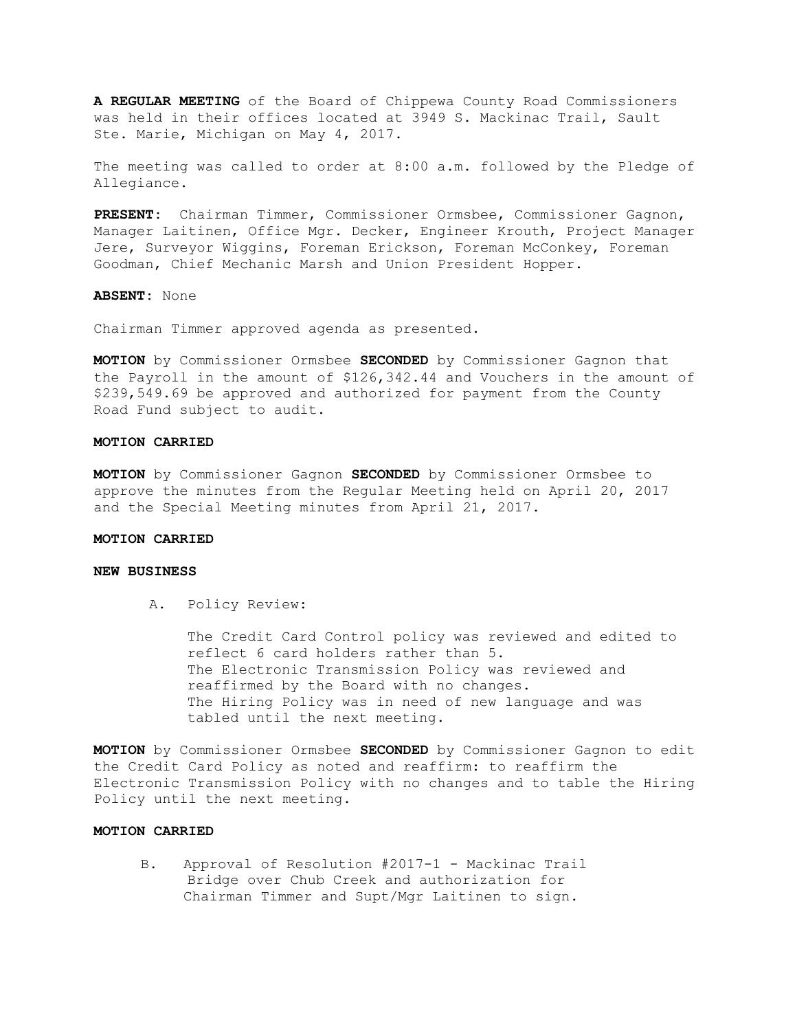**A REGULAR MEETING** of the Board of Chippewa County Road Commissioners was held in their offices located at 3949 S. Mackinac Trail, Sault Ste. Marie, Michigan on May 4, 2017.

The meeting was called to order at 8:00 a.m. followed by the Pledge of Allegiance.

**PRESENT:** Chairman Timmer, Commissioner Ormsbee, Commissioner Gagnon, Manager Laitinen, Office Mgr. Decker, Engineer Krouth, Project Manager Jere, Surveyor Wiggins, Foreman Erickson, Foreman McConkey, Foreman Goodman, Chief Mechanic Marsh and Union President Hopper.

**ABSENT:** None

Chairman Timmer approved agenda as presented.

**MOTION** by Commissioner Ormsbee **SECONDED** by Commissioner Gagnon that the Payroll in the amount of $126,342.44 and Vouchers in the amount of $239,549.69 be approved and authorized for payment from the County Road Fund subject to audit.

**MOTION CARRIED**

**MOTION** by Commissioner Gagnon **SECONDED** by Commissioner Ormsbee to approve the minutes from the Regular Meeting held on April 20, 2017 and the Special Meeting minutes from April 21, 2017.

**MOTION CARRIED**

**NEW BUSINESS**

A. Policy Review:

   The Credit Card Control policy was reviewed and edited to reflect 6 card holders rather than 5.
   The Electronic Transmission Policy was reviewed and reaffirmed by the Board with no changes.
   The Hiring Policy was in need of new language and was tabled until the next meeting.

**MOTION** by Commissioner Ormsbee **SECONDED** by Commissioner Gagnon to edit the Credit Card Policy as noted and reaffirm: to reaffirm the Electronic Transmission Policy with no changes and to table the Hiring Policy until the next meeting.

**MOTION CARRIED**

B. Approval of Resolution #2017-1 - Mackinac Trail Bridge over Chub Creek and authorization for Chairman Timmer and Supt/Mgr Laitinen to sign.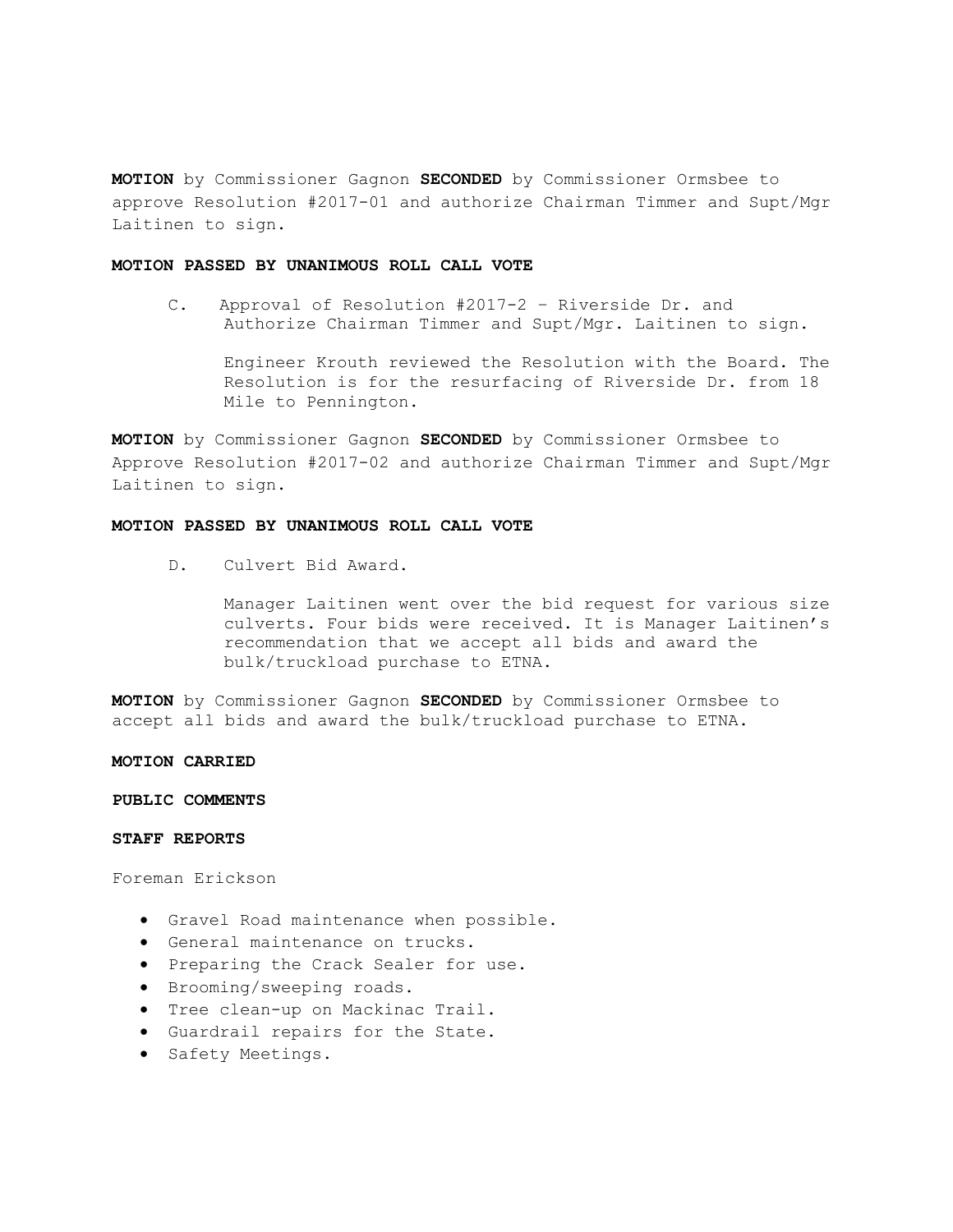**MOTION** by Commissioner Gagnon **SECONDED** by Commissioner Ormsbee to approve Resolution #2017-01 and authorize Chairman Timmer and Supt/Mgr Laitinen to sign.

**MOTION PASSED BY UNANIMOUS ROLL CALL VOTE**

C. Approval of Resolution #2017-2 – Riverside Dr. and Authorize Chairman Timmer and Supt/Mgr. Laitinen to sign.

Engineer Krouth reviewed the Resolution with the Board. The Resolution is for the resurfacing of Riverside Dr. from 18 Mile to Pennington.

**MOTION** by Commissioner Gagnon **SECONDED** by Commissioner Ormsbee to Approve Resolution #2017-02 and authorize Chairman Timmer and Supt/Mgr Laitinen to sign.

**MOTION PASSED BY UNANIMOUS ROLL CALL VOTE**

D. Culvert Bid Award.

Manager Laitinen went over the bid request for various size culverts. Four bids were received. It is Manager Laitinen's recommendation that we accept all bids and award the bulk/truckload purchase to ETNA.

**MOTION** by Commissioner Gagnon **SECONDED** by Commissioner Ormsbee to accept all bids and award the bulk/truckload purchase to ETNA.

**MOTION CARRIED**

**PUBLIC COMMENTS**

**STAFF REPORTS**

Foreman Erickson

- Gravel Road maintenance when possible.
- General maintenance on trucks.
- Preparing the Crack Sealer for use.
- Brooming/sweeping roads.
- Tree clean-up on Mackinac Trail.
- Guardrail repairs for the State.
- Safety Meetings.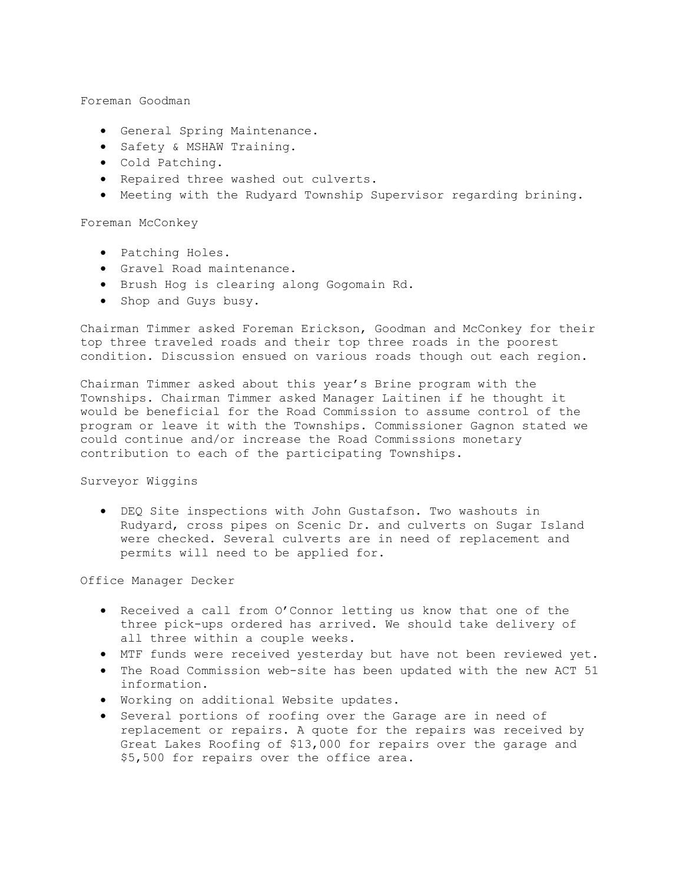Foreman Goodman

- General Spring Maintenance.
- Safety & MSHAW Training.
- Cold Patching.
- Repaired three washed out culverts.
- Meeting with the Rudyard Township Supervisor regarding brining.

Foreman McConkey

- Patching Holes.
- Gravel Road maintenance.
- Brush Hog is clearing along Gogomain Rd.
- Shop and Guys busy.

Chairman Timmer asked Foreman Erickson, Goodman and McConkey for their top three traveled roads and their top three roads in the poorest condition. Discussion ensued on various roads though out each region.

Chairman Timmer asked about this year's Brine program with the Townships. Chairman Timmer asked Manager Laitinen if he thought it would be beneficial for the Road Commission to assume control of the program or leave it with the Townships. Commissioner Gagnon stated we could continue and/or increase the Road Commissions monetary contribution to each of the participating Townships.

Surveyor Wiggins

- DEQ Site inspections with John Gustafson. Two washouts in Rudyard, cross pipes on Scenic Dr. and culverts on Sugar Island were checked. Several culverts are in need of replacement and permits will need to be applied for.

Office Manager Decker

- Received a call from O'Connor letting us know that one of the three pick-ups ordered has arrived. We should take delivery of all three within a couple weeks.
- MTF funds were received yesterday but have not been reviewed yet.
- The Road Commission web-site has been updated with the new ACT 51 information.
- Working on additional Website updates.
- Several portions of roofing over the Garage are in need of replacement or repairs. A quote for the repairs was received by Great Lakes Roofing of $13,000 for repairs over the garage and $5,500 for repairs over the office area.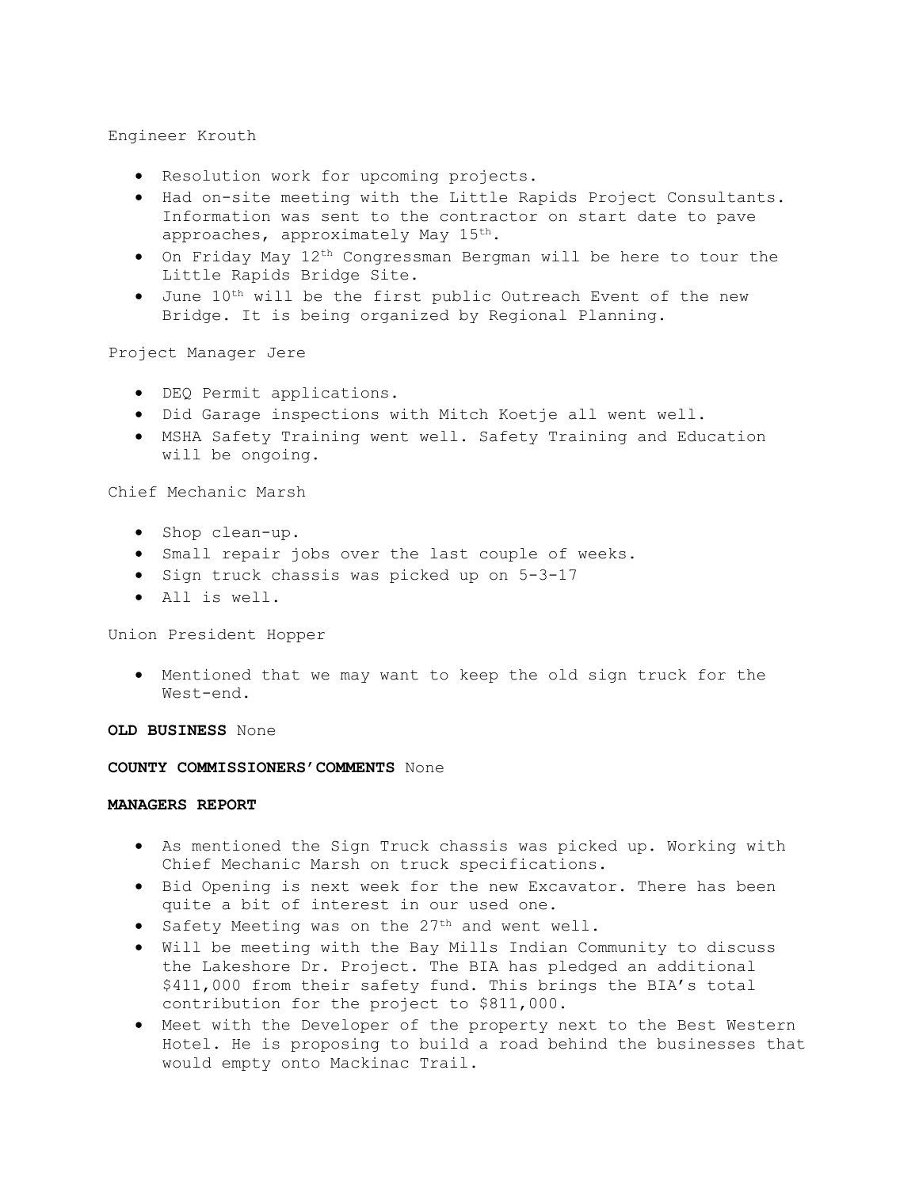Engineer Krouth

- Resolution work for upcoming projects.
- Had on-site meeting with the Little Rapids Project Consultants. Information was sent to the contractor on start date to pave approaches, approximately May 15th.
- On Friday May 12th Congressman Bergman will be here to tour the Little Rapids Bridge Site.
- June 10th will be the first public Outreach Event of the new Bridge. It is being organized by Regional Planning.

Project Manager Jere

- DEQ Permit applications.
- Did Garage inspections with Mitch Koetje all went well.
- MSHA Safety Training went well. Safety Training and Education will be ongoing.

Chief Mechanic Marsh

- Shop clean-up.
- Small repair jobs over the last couple of weeks.
- Sign truck chassis was picked up on 5-3-17
- All is well.

Union President Hopper

- Mentioned that we may want to keep the old sign truck for the West-end.

**OLD BUSINESS** None

**COUNTY COMMISSIONERS'COMMENTS** None

**MANAGERS REPORT**

- As mentioned the Sign Truck chassis was picked up. Working with Chief Mechanic Marsh on truck specifications.
- Bid Opening is next week for the new Excavator. There has been quite a bit of interest in our used one.
- Safety Meeting was on the 27th and went well.
- Will be meeting with the Bay Mills Indian Community to discuss the Lakeshore Dr. Project. The BIA has pledged an additional $411,000 from their safety fund. This brings the BIA's total contribution for the project to $811,000.
- Meet with the Developer of the property next to the Best Western Hotel. He is proposing to build a road behind the businesses that would empty onto Mackinac Trail.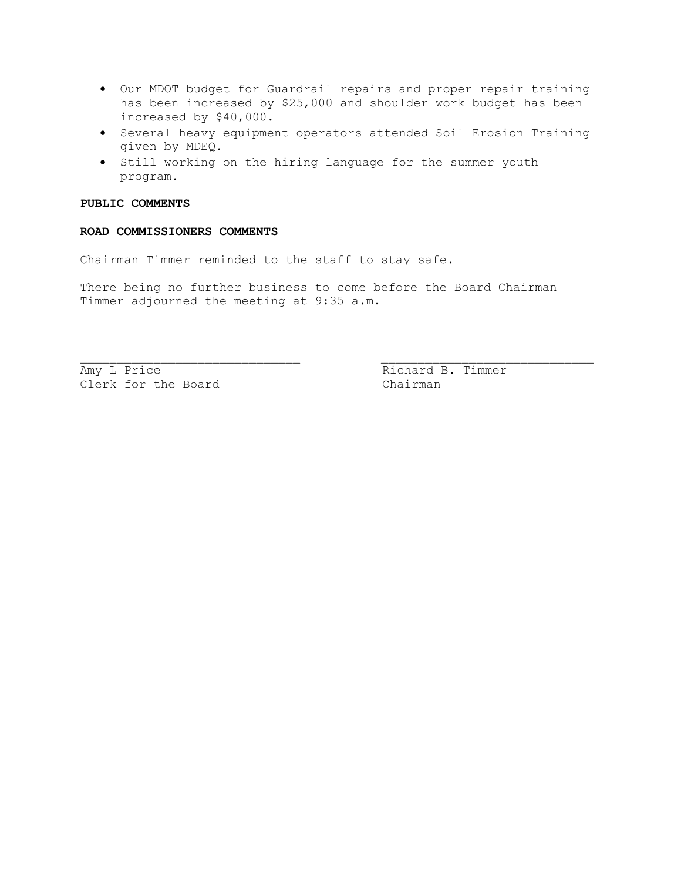- Our MDOT budget for Guardrail repairs and proper repair training has been increased by $25,000 and shoulder work budget has been increased by $40,000.
- Several heavy equipment operators attended Soil Erosion Training given by MDEQ.
- Still working on the hiring language for the summer youth program.

**PUBLIC COMMENTS**

**ROAD COMMISSIONERS COMMENTS**

Chairman Timmer reminded to the staff to stay safe.

There being no further business to come before the Board Chairman Timmer adjourned the meeting at 9:35 a.m.

| | |
|---|---|
| ______________________________ | ______________________________ |
| Amy L Price | Richard B. Timmer |
| Clerk for the Board | Chairman |